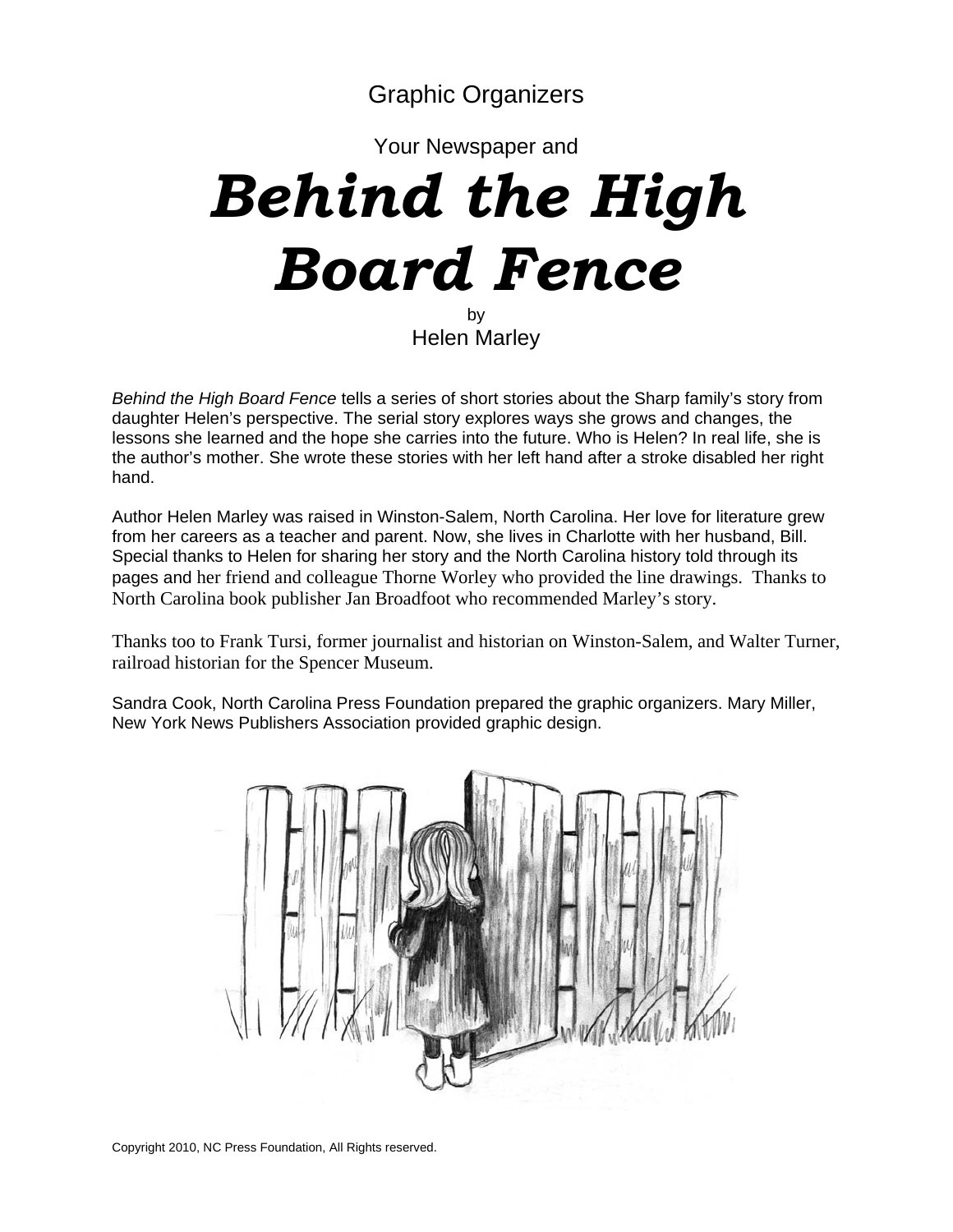Graphic Organizers

Your Newspaper and

# *Behind the High Board Fence*

by

Helen Marley

*Behind the High Board Fence* tells a series of short stories about the Sharp family's story from daughter Helen's perspective. The serial story explores ways she grows and changes, the lessons she learned and the hope she carries into the future. Who is Helen? In real life, she is the author's mother. She wrote these stories with her left hand after a stroke disabled her right hand.

Author Helen Marley was raised in Winston-Salem, North Carolina. Her love for literature grew from her careers as a teacher and parent. Now, she lives in Charlotte with her husband, Bill. Special thanks to Helen for sharing her story and the North Carolina history told through its pages and her friend and colleague Thorne Worley who provided the line drawings. Thanks to North Carolina book publisher Jan Broadfoot who recommended Marley's story.

Thanks too to Frank Tursi, former journalist and historian on Winston-Salem, and Walter Turner, railroad historian for the Spencer Museum.

Sandra Cook, North Carolina Press Foundation prepared the graphic organizers. Mary Miller, New York News Publishers Association provided graphic design.

Copyright 2010, NC Press Foundation, All Rights reserved.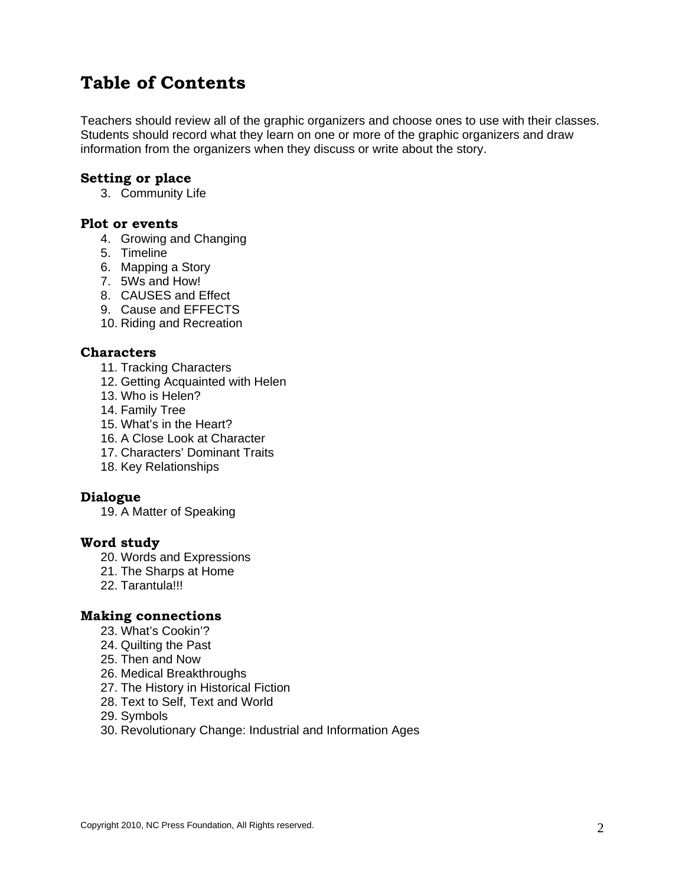# Table of Contents

Teachers should review all of the graphic organizers and choose ones to use with their classes. Students should record what they learn on one or more of the graphic organizers and draw information from the organizers when they discuss or write about the story.

### Setting or place

3. Community Life

### Plot or events

4. Growing and Changing
5. Timeline
6. Mapping a Story
7. 5Ws and How!
8. CAUSES and Effect
9. Cause and EFFECTS
10. Riding and Recreation

### Characters

11. Tracking Characters
12. Getting Acquainted with Helen
13. Who is Helen?
14. Family Tree
15. What's in the Heart?
16. A Close Look at Character
17. Characters' Dominant Traits
18. Key Relationships

### Dialogue

19. A Matter of Speaking

### Word study

20. Words and Expressions
21. The Sharps at Home
22. Tarantula!!!

### Making connections

23. What's Cookin'?
24. Quilting the Past
25. Then and Now
26. Medical Breakthroughs
27. The History in Historical Fiction
28. Text to Self, Text and World
29. Symbols
30. Revolutionary Change: Industrial and Information Ages

Copyright 2010, NC Press Foundation, All Rights reserved.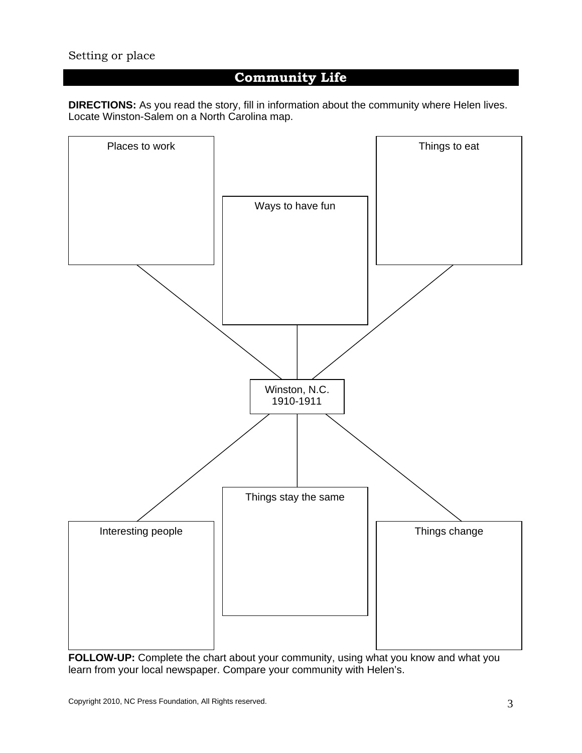Setting or place

## Community Life

**DIRECTIONS:** As you read the story, fill in information about the community where Helen lives. Locate Winston-Salem on a North Carolina map.

Places to work

Ways to have fun

Things to eat

Winston, N.C.
1910-1911

Interesting people

Things stay the same

Things change

**FOLLOW-UP:** Complete the chart about your community, using what you know and what you learn from your local newspaper. Compare your community with Helen's.

Copyright 2010, NC Press Foundation, All Rights reserved.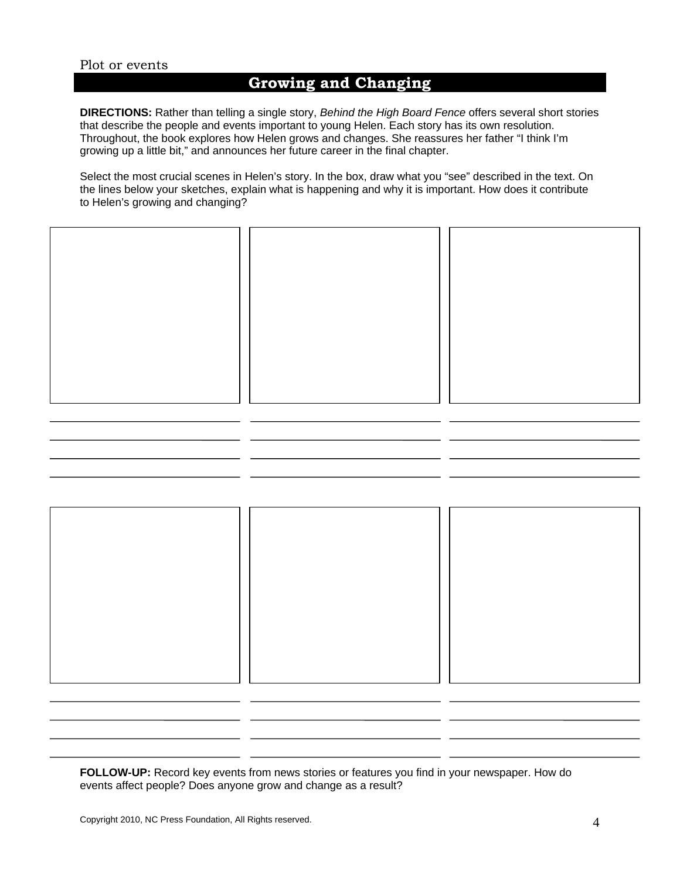Plot or events

## Growing and Changing

**DIRECTIONS:** Rather than telling a single story, *Behind the High Board Fence* offers several short stories that describe the people and events important to young Helen. Each story has its own resolution. Throughout, the book explores how Helen grows and changes. She reassures her father "I think I'm growing up a little bit," and announces her future career in the final chapter.

Select the most crucial scenes in Helen's story. In the box, draw what you "see" described in the text. On the lines below your sketches, explain what is happening and why it is important. How does it contribute to Helen's growing and changing?

**FOLLOW-UP:** Record key events from news stories or features you find in your newspaper. How do events affect people? Does anyone grow and change as a result?

Copyright 2010, NC Press Foundation, All Rights reserved.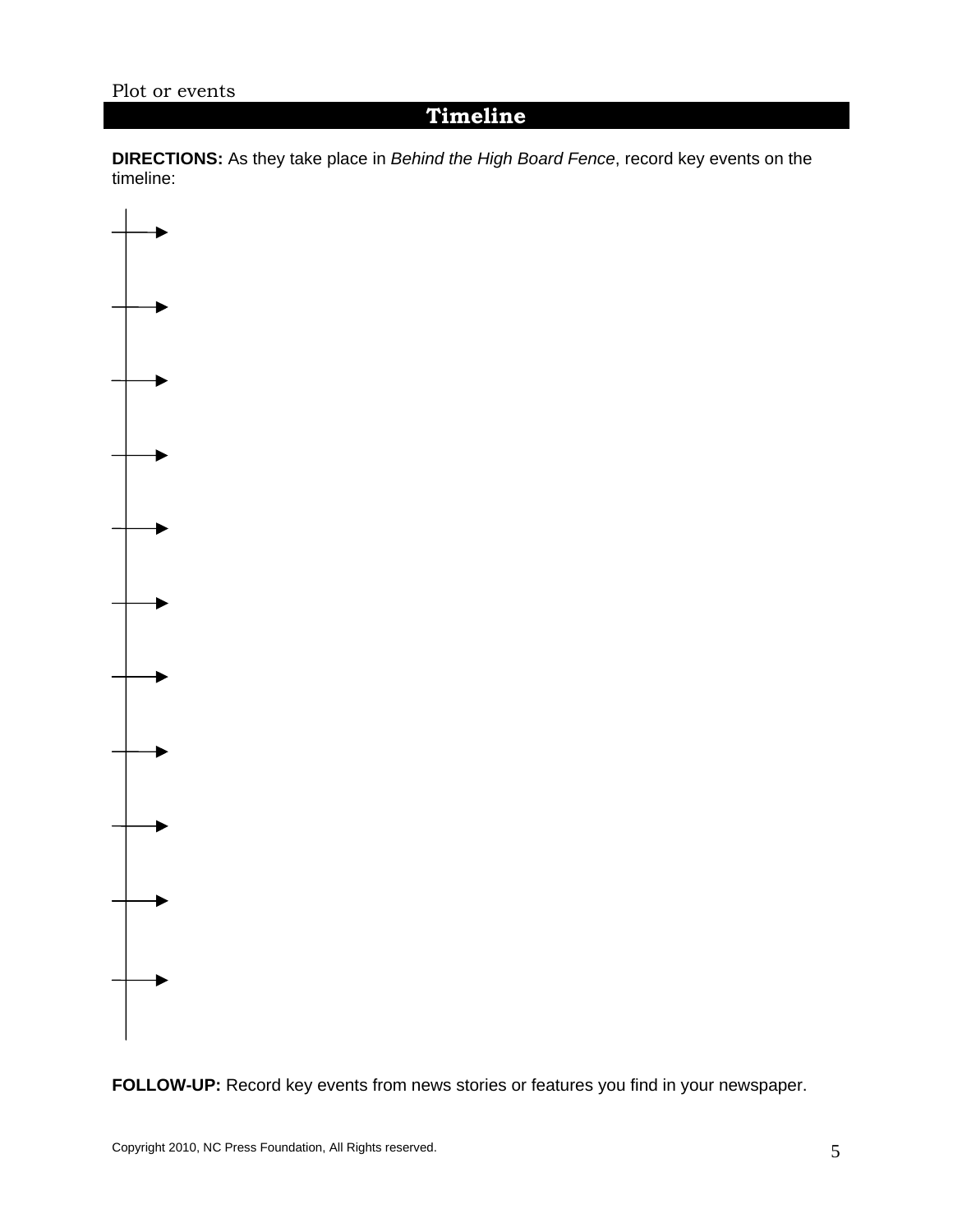Plot or events

## Timeline

**DIRECTIONS:** As they take place in *Behind the High Board Fence*, record key events on the timeline:

**FOLLOW-UP:** Record key events from news stories or features you find in your newspaper.

Copyright 2010, NC Press Foundation, All Rights reserved.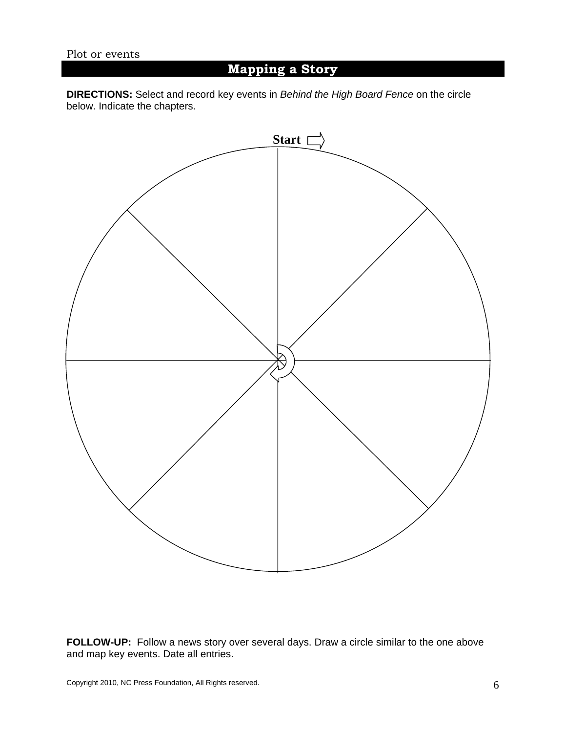Plot or events

# Mapping a Story

**DIRECTIONS:** Select and record key events in *Behind the High Board Fence* on the circle below. Indicate the chapters.

**Start**

**FOLLOW-UP:** Follow a news story over several days. Draw a circle similar to the one above and map key events. Date all entries.

Copyright 2010, NC Press Foundation, All Rights reserved.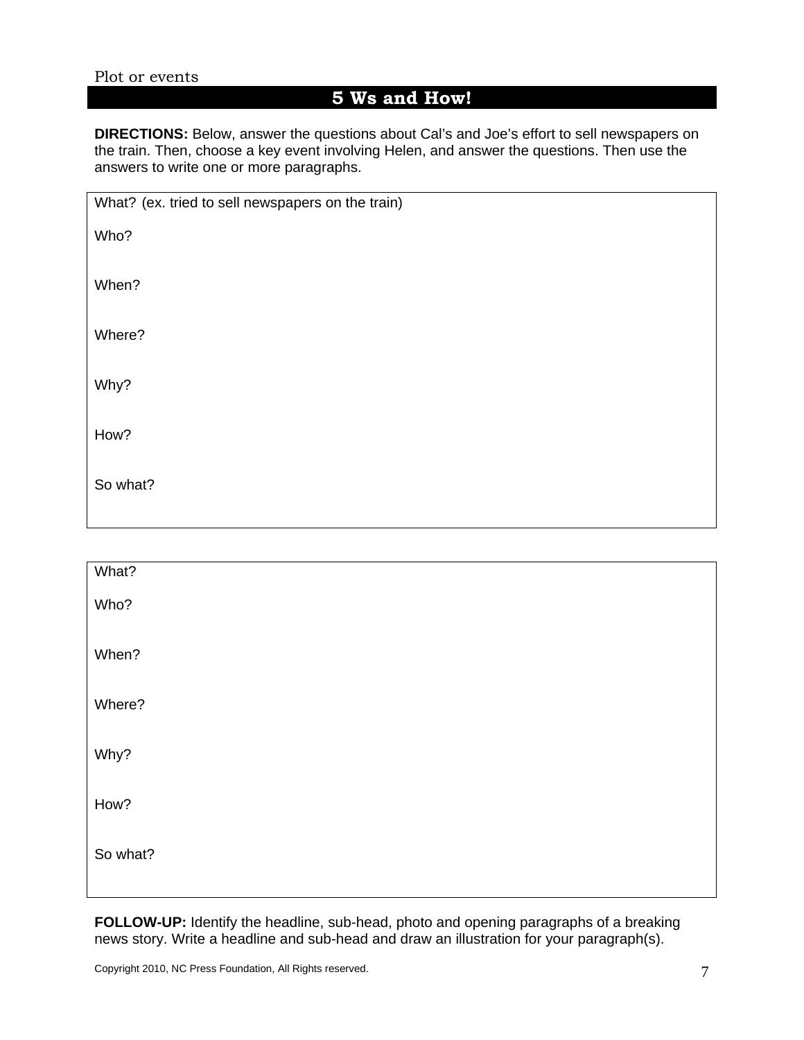Plot or events

# 5 Ws and How!

**DIRECTIONS:** Below, answer the questions about Cal's and Joe's effort to sell newspapers on the train. Then, choose a key event involving Helen, and answer the questions. Then use the answers to write one or more paragraphs.

What? (ex. tried to sell newspapers on the train)

Who?

When?

Where?

Why?

How?

So what?

---

What?

Who?

When?

Where?

Why?

How?

So what?

**FOLLOW-UP:** Identify the headline, sub-head, photo and opening paragraphs of a breaking news story. Write a headline and sub-head and draw an illustration for your paragraph(s).

Copyright 2010, NC Press Foundation, All Rights reserved.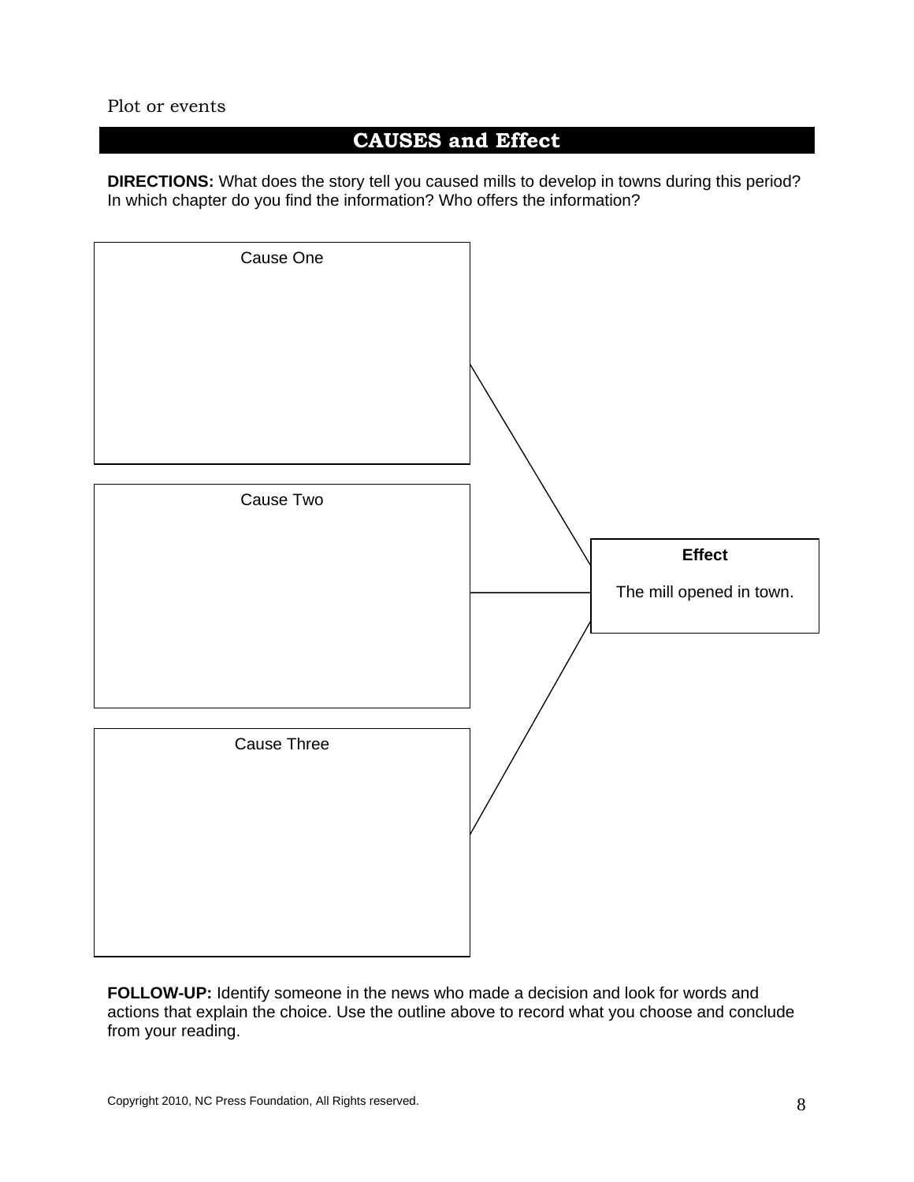Plot or events

## CAUSES and Effect

**DIRECTIONS:** What does the story tell you caused mills to develop in towns during this period? In which chapter do you find the information? Who offers the information?

Cause One

Cause Two

Cause Three

**Effect**

The mill opened in town.

**FOLLOW-UP:** Identify someone in the news who made a decision and look for words and actions that explain the choice. Use the outline above to record what you choose and conclude from your reading.

Copyright 2010, NC Press Foundation, All Rights reserved.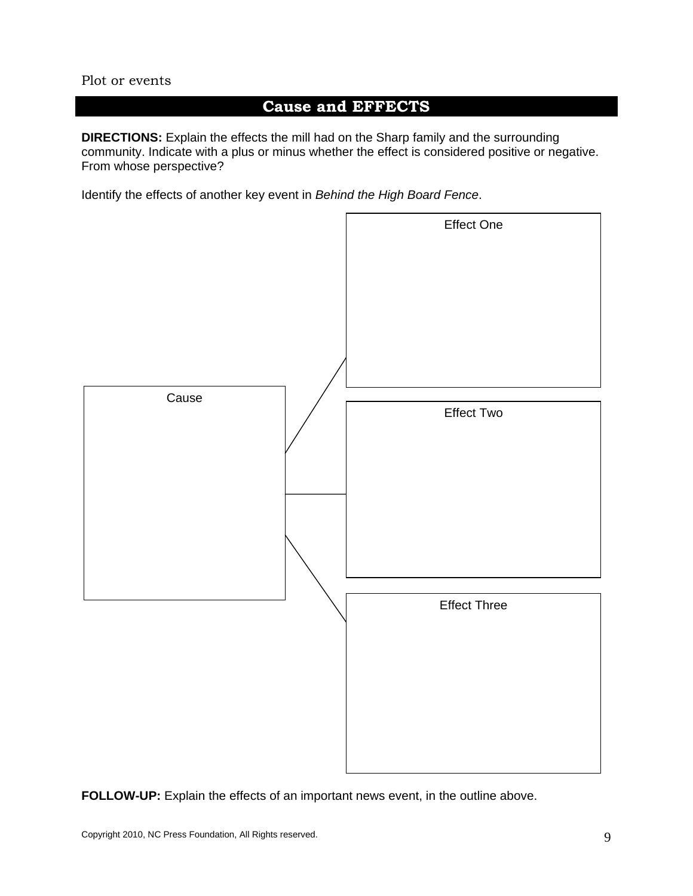Plot or events

## Cause and EFFECTS

**DIRECTIONS:** Explain the effects the mill had on the Sharp family and the surrounding community. Indicate with a plus or minus whether the effect is considered positive or negative. From whose perspective?

Identify the effects of another key event in *Behind the High Board Fence*.

Cause

Effect One

Effect Two

Effect Three

**FOLLOW-UP:** Explain the effects of an important news event, in the outline above.

Copyright 2010, NC Press Foundation, All Rights reserved.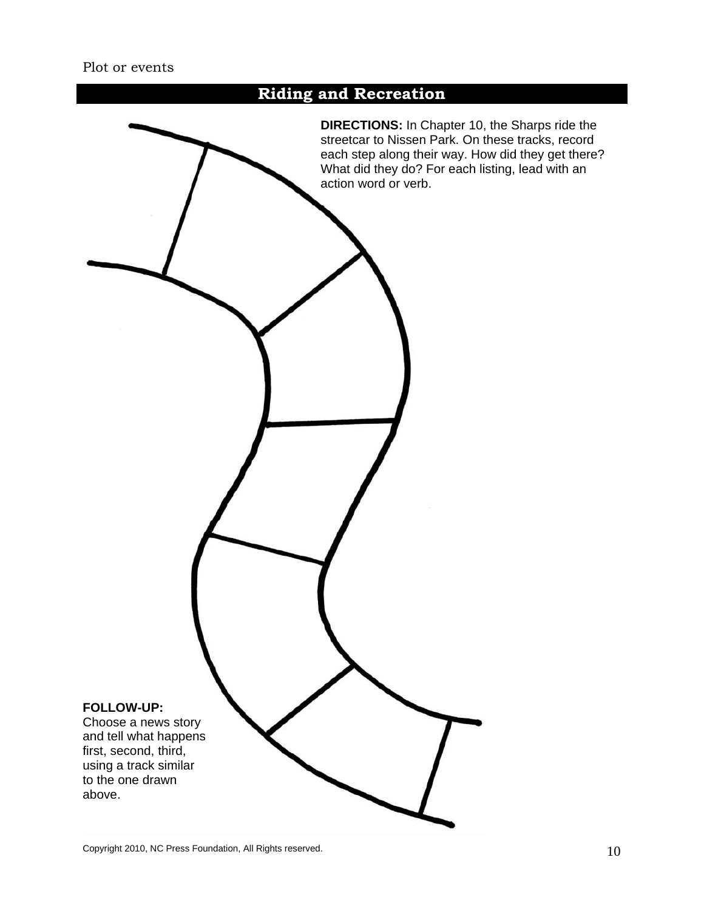Plot or events

## Riding and Recreation

**DIRECTIONS:** In Chapter 10, the Sharps ride the streetcar to Nissen Park. On these tracks, record each step along their way. How did they get there? What did they do? For each listing, lead with an action word or verb.

**FOLLOW-UP:**
Choose a news story and tell what happens first, second, third, using a track similar to the one drawn above.

Copyright 2010, NC Press Foundation, All Rights reserved.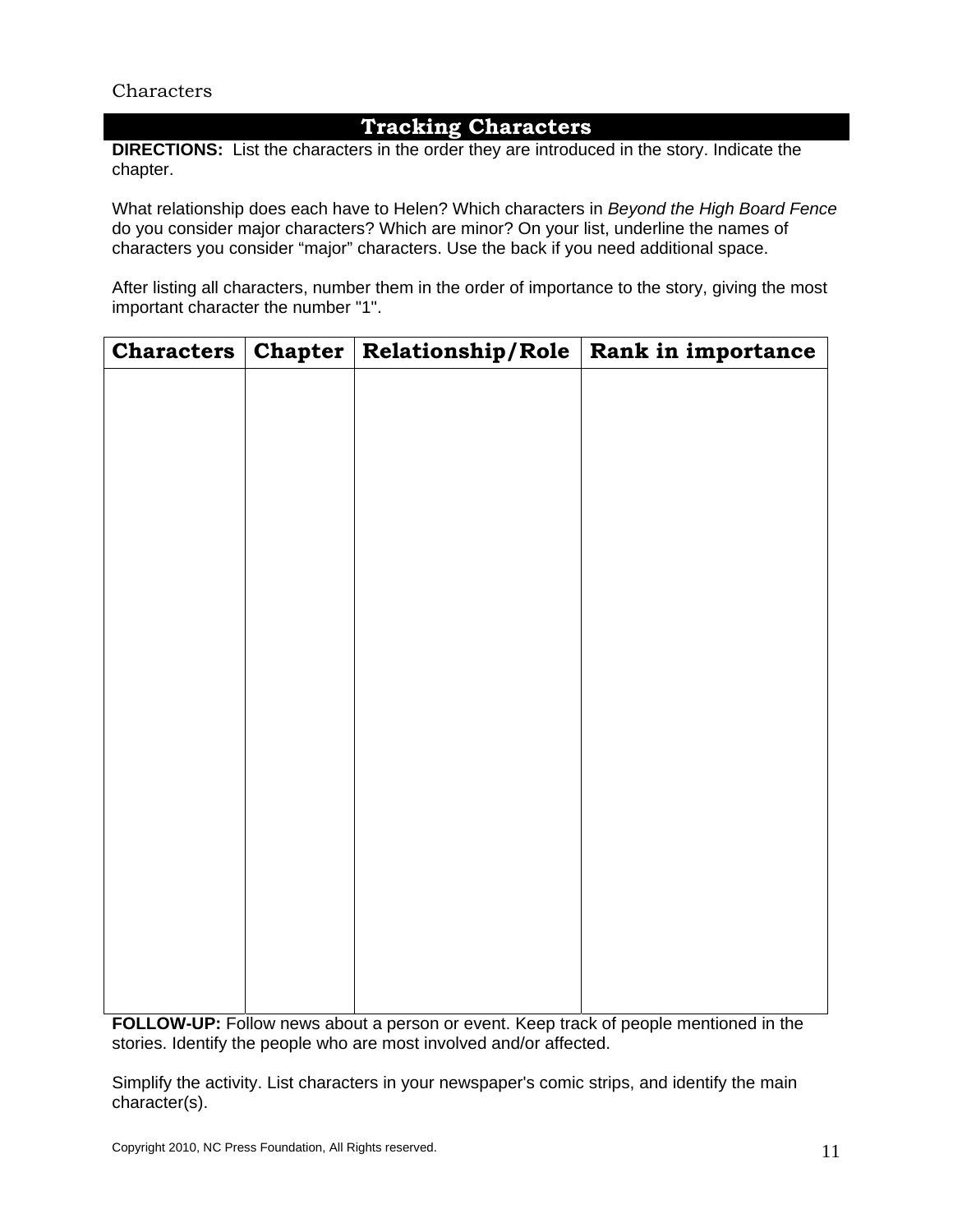Characters

## Tracking Characters

**DIRECTIONS:** List the characters in the order they are introduced in the story. Indicate the chapter.

What relationship does each have to Helen? Which characters in *Beyond the High Board Fence* do you consider major characters? Which are minor? On your list, underline the names of characters you consider "major" characters. Use the back if you need additional space.

After listing all characters, number them in the order of importance to the story, giving the most important character the number "1".

| Characters | Chapter | Relationship/Role | Rank in importance |
|---|---|---|---|
| | | | |

**FOLLOW-UP:** Follow news about a person or event. Keep track of people mentioned in the stories. Identify the people who are most involved and/or affected.

Simplify the activity. List characters in your newspaper's comic strips, and identify the main character(s).

Copyright 2010, NC Press Foundation, All Rights reserved.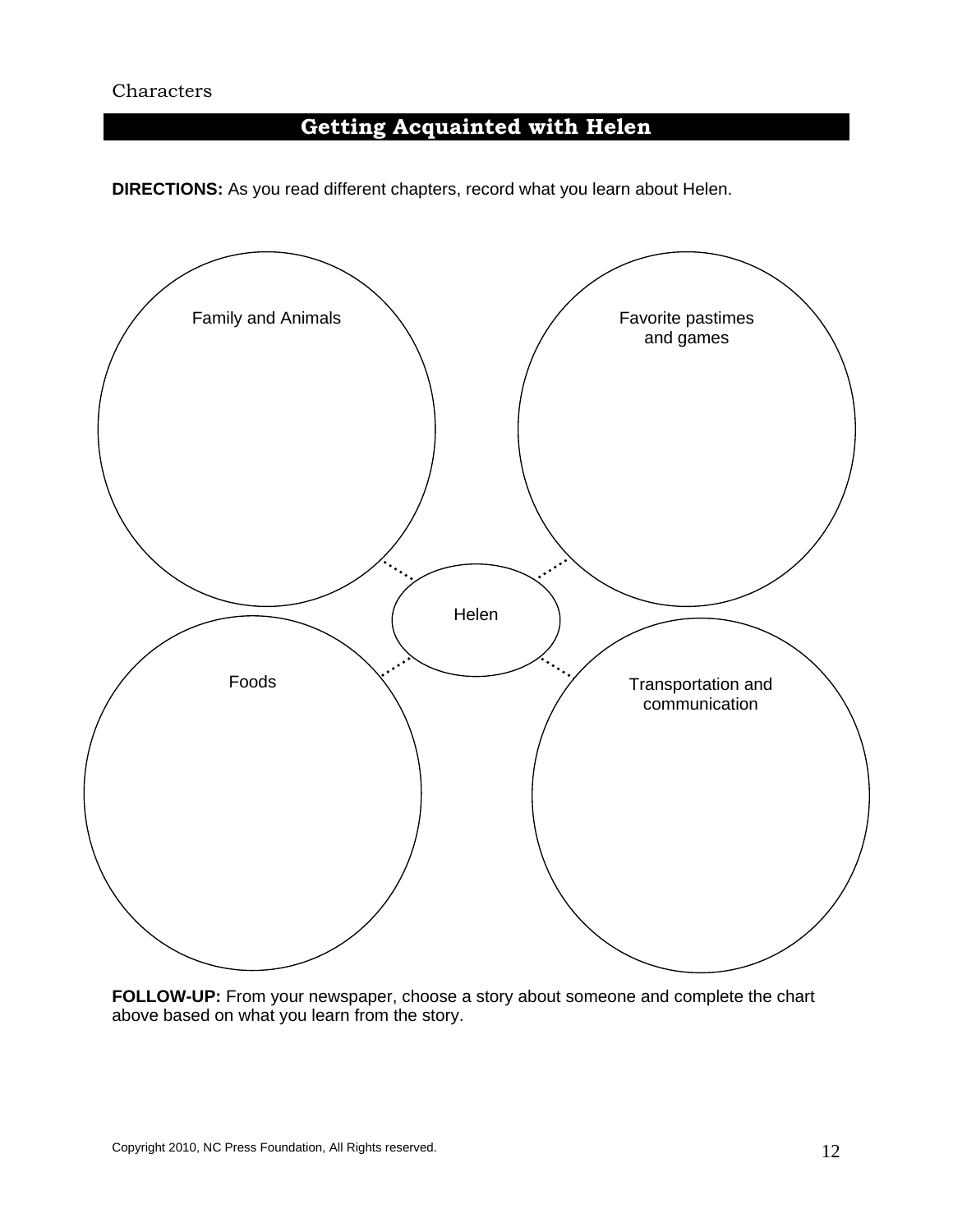Characters

# Getting Acquainted with Helen

**DIRECTIONS:** As you read different chapters, record what you learn about Helen.

Family and Animals

Favorite pastimes and games

Helen

Foods

Transportation and communication

**FOLLOW-UP:** From your newspaper, choose a story about someone and complete the chart above based on what you learn from the story.

Copyright 2010, NC Press Foundation, All Rights reserved.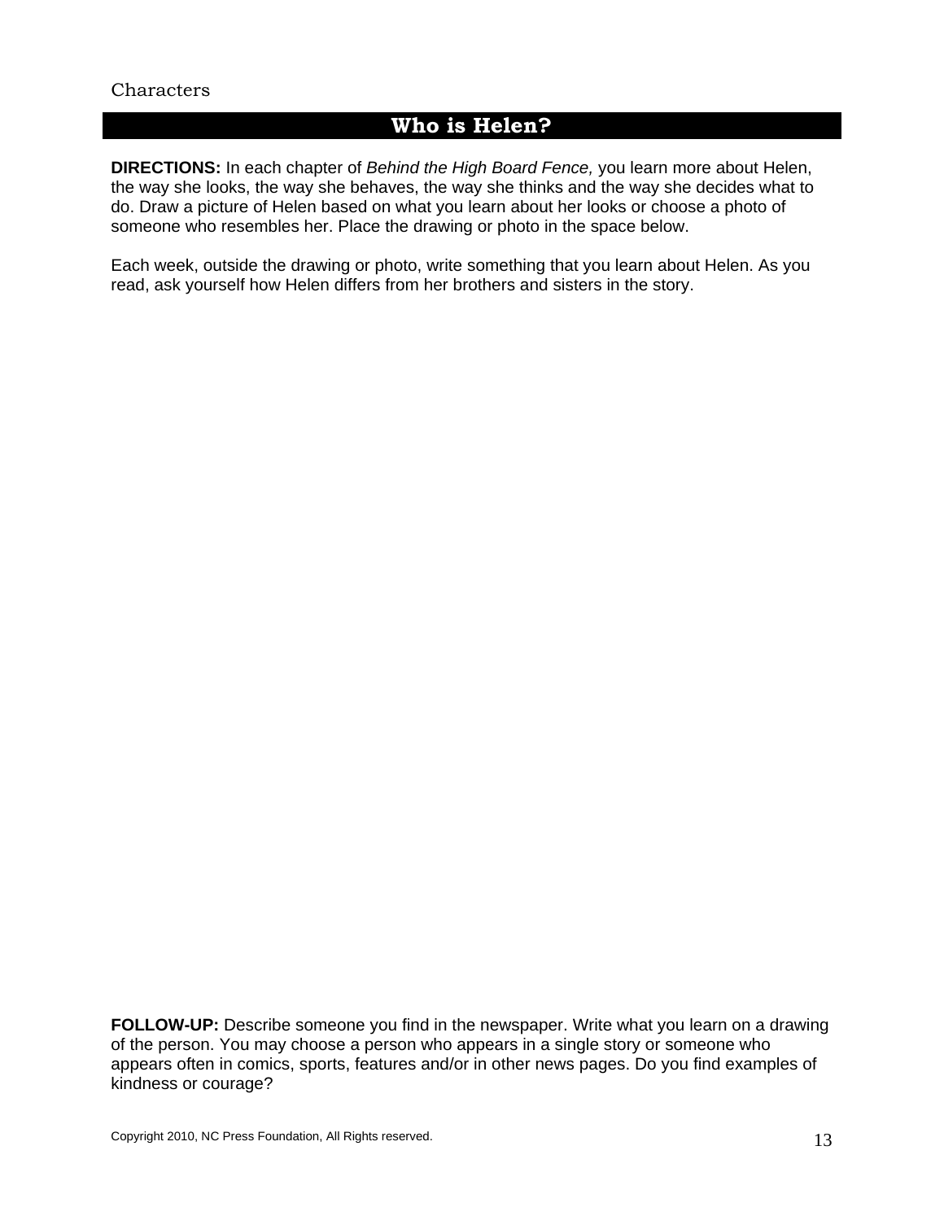Characters

## Who is Helen?

**DIRECTIONS:** In each chapter of *Behind the High Board Fence,* you learn more about Helen, the way she looks, the way she behaves, the way she thinks and the way she decides what to do. Draw a picture of Helen based on what you learn about her looks or choose a photo of someone who resembles her. Place the drawing or photo in the space below.

Each week, outside the drawing or photo, write something that you learn about Helen. As you read, ask yourself how Helen differs from her brothers and sisters in the story.

**FOLLOW-UP:** Describe someone you find in the newspaper. Write what you learn on a drawing of the person. You may choose a person who appears in a single story or someone who appears often in comics, sports, features and/or in other news pages. Do you find examples of kindness or courage?

Copyright 2010, NC Press Foundation, All Rights reserved.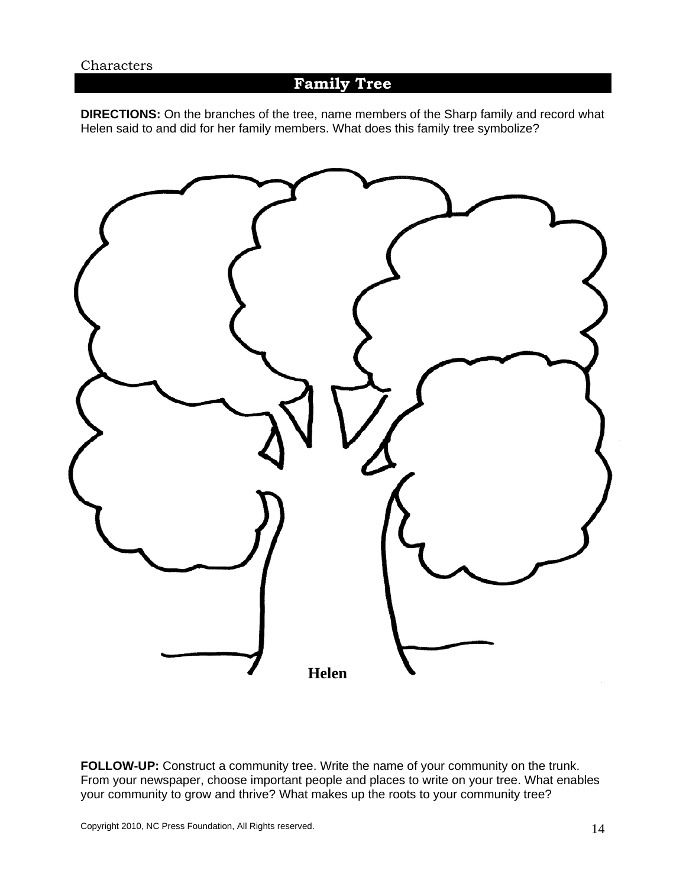Characters

## Family Tree

**DIRECTIONS:** On the branches of the tree, name members of the Sharp family and record what Helen said to and did for her family members. What does this family tree symbolize?

**Helen**

**FOLLOW-UP:** Construct a community tree. Write the name of your community on the trunk. From your newspaper, choose important people and places to write on your tree. What enables your community to grow and thrive? What makes up the roots to your community tree?

Copyright 2010, NC Press Foundation, All Rights reserved.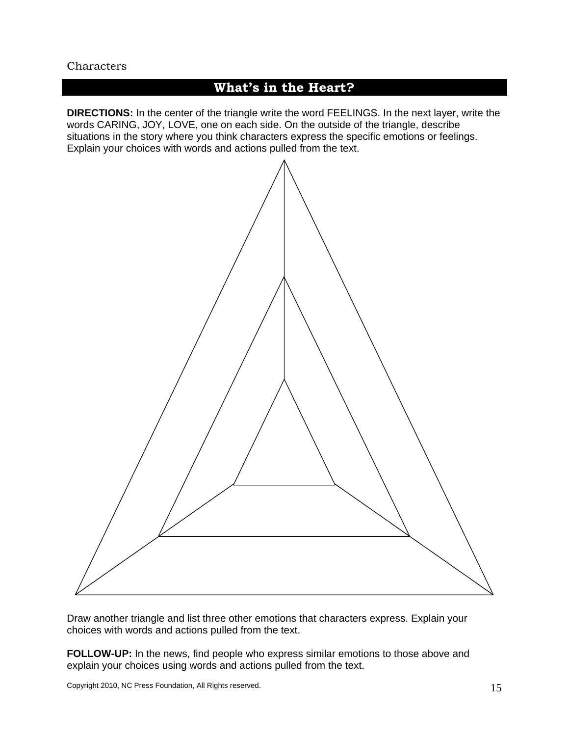Characters

## What's in the Heart?

**DIRECTIONS:** In the center of the triangle write the word FEELINGS. In the next layer, write the words CARING, JOY, LOVE, one on each side. On the outside of the triangle, describe situations in the story where you think characters express the specific emotions or feelings. Explain your choices with words and actions pulled from the text.

Draw another triangle and list three other emotions that characters express. Explain your choices with words and actions pulled from the text.

**FOLLOW-UP:** In the news, find people who express similar emotions to those above and explain your choices using words and actions pulled from the text.

Copyright 2010, NC Press Foundation, All Rights reserved.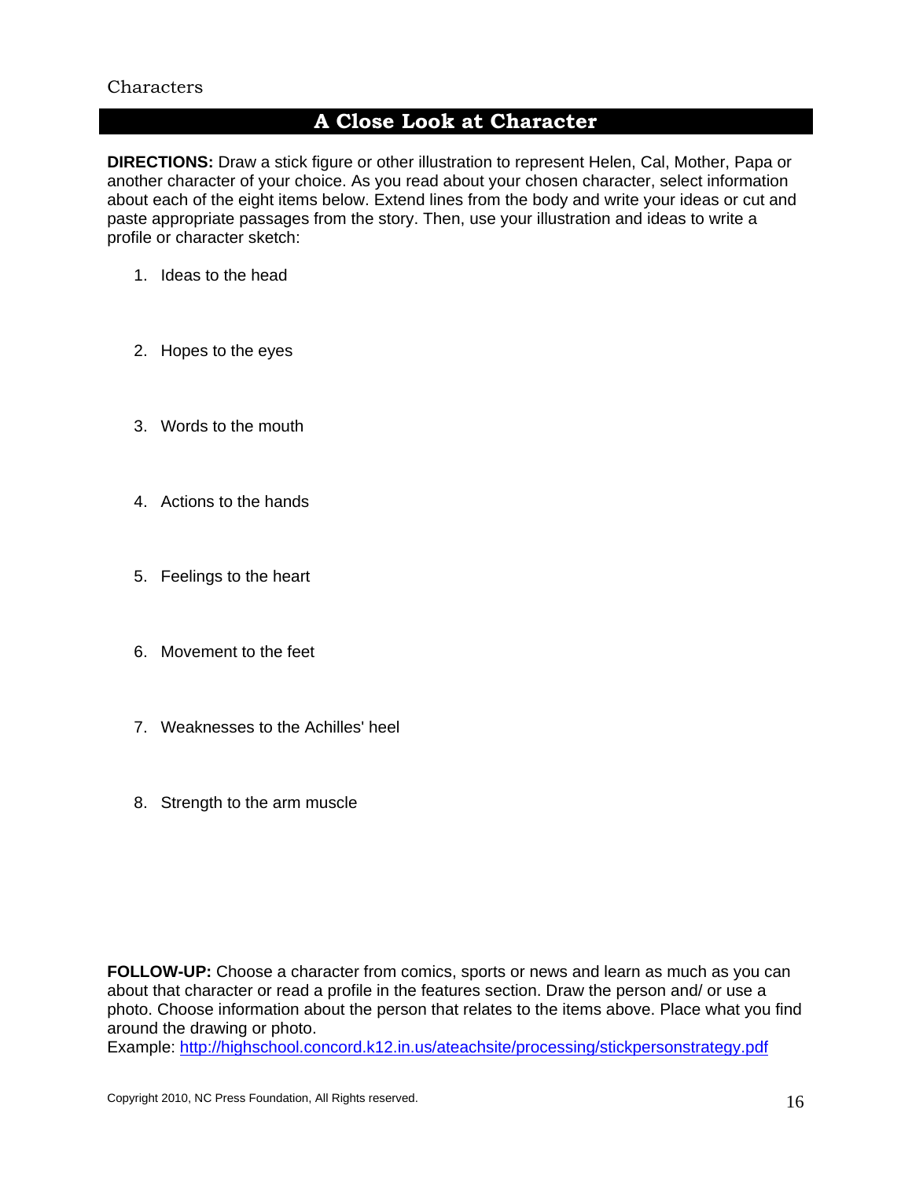Characters

## A Close Look at Character

**DIRECTIONS:** Draw a stick figure or other illustration to represent Helen, Cal, Mother, Papa or another character of your choice. As you read about your chosen character, select information about each of the eight items below. Extend lines from the body and write your ideas or cut and paste appropriate passages from the story. Then, use your illustration and ideas to write a profile or character sketch:

1. Ideas to the head

2. Hopes to the eyes

3. Words to the mouth

4. Actions to the hands

5. Feelings to the heart

6. Movement to the feet

7. Weaknesses to the Achilles' heel

8. Strength to the arm muscle

**FOLLOW-UP:** Choose a character from comics, sports or news and learn as much as you can about that character or read a profile in the features section. Draw the person and/ or use a photo. Choose information about the person that relates to the items above. Place what you find around the drawing or photo.
Example: http://highschool.concord.k12.in.us/ateachsite/processing/stickpersonstrategy.pdf

Copyright 2010, NC Press Foundation, All Rights reserved.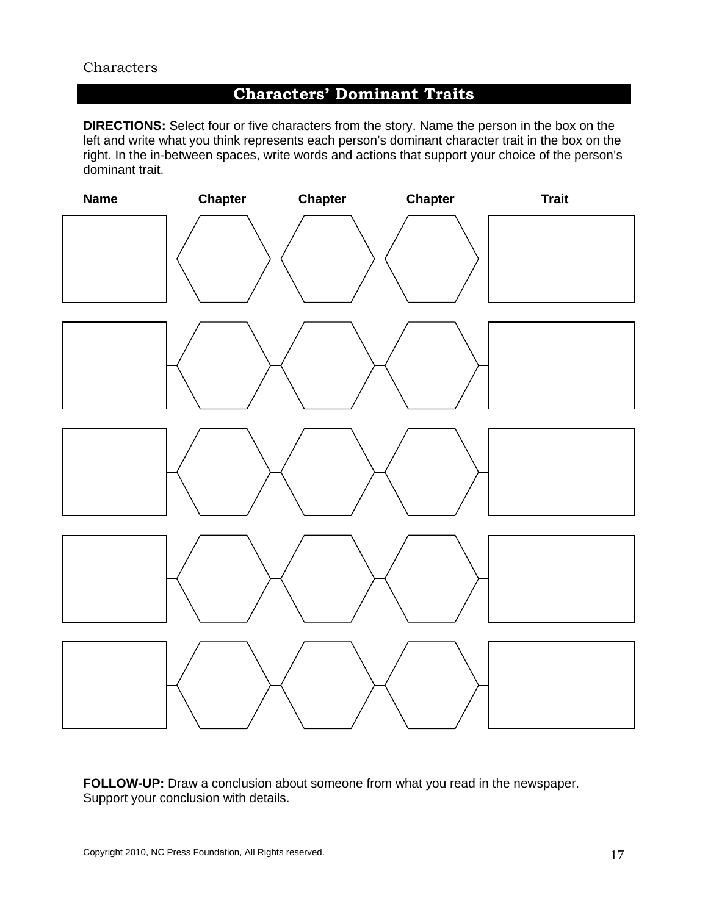Characters

## Characters' Dominant Traits

**DIRECTIONS:** Select four or five characters from the story. Name the person in the box on the left and write what you think represents each person's dominant character trait in the box on the right. In the in-between spaces, write words and actions that support your choice of the person's dominant trait.

| Name | Chapter | Chapter | Chapter | Trait |
| --- | --- | --- | --- | --- |
| | | | | |
| | | | | |
| | | | | |
| | | | | |
| | | | | |

**FOLLOW-UP:** Draw a conclusion about someone from what you read in the newspaper. Support your conclusion with details.

Copyright 2010, NC Press Foundation, All Rights reserved.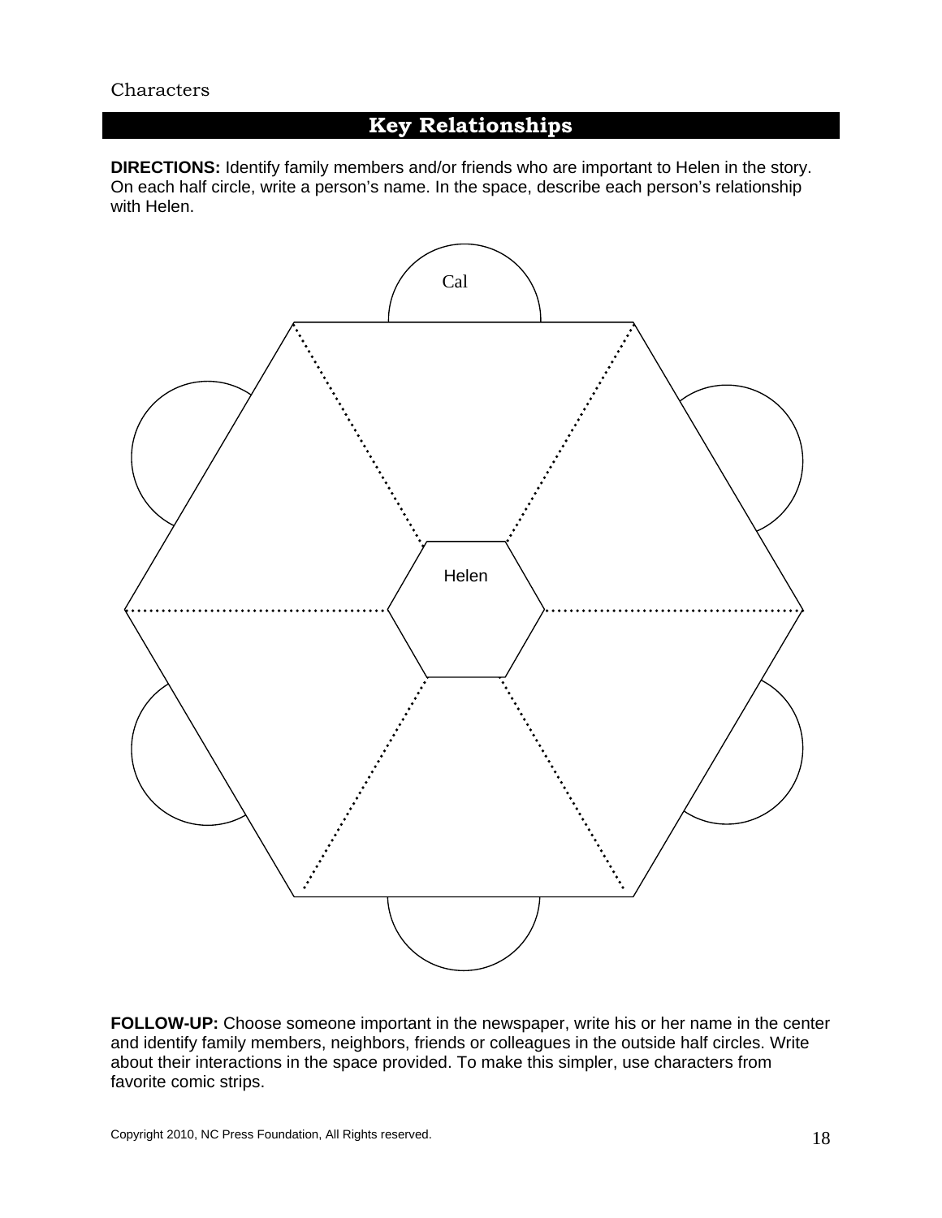Characters

## Key Relationships

**DIRECTIONS:** Identify family members and/or friends who are important to Helen in the story. On each half circle, write a person's name. In the space, describe each person's relationship with Helen.

Cal

Helen

**FOLLOW-UP:** Choose someone important in the newspaper, write his or her name in the center and identify family members, neighbors, friends or colleagues in the outside half circles. Write about their interactions in the space provided. To make this simpler, use characters from favorite comic strips.

Copyright 2010, NC Press Foundation, All Rights reserved.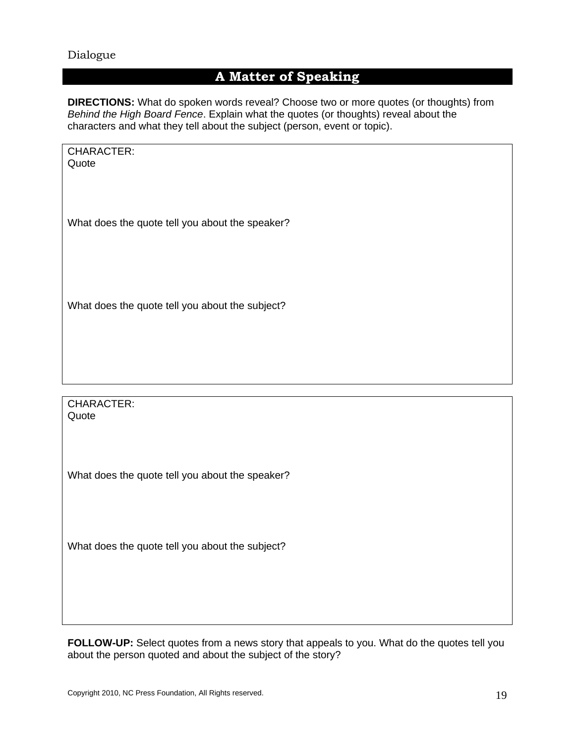Dialogue

## A Matter of Speaking

**DIRECTIONS:** What do spoken words reveal? Choose two or more quotes (or thoughts) from *Behind the High Board Fence*. Explain what the quotes (or thoughts) reveal about the characters and what they tell about the subject (person, event or topic).

CHARACTER:

Quote

What does the quote tell you about the speaker?

What does the quote tell you about the subject?

---

CHARACTER:

Quote

What does the quote tell you about the speaker?

What does the quote tell you about the subject?

---

**FOLLOW-UP:** Select quotes from a news story that appeals to you. What do the quotes tell you about the person quoted and about the subject of the story?

Copyright 2010, NC Press Foundation, All Rights reserved.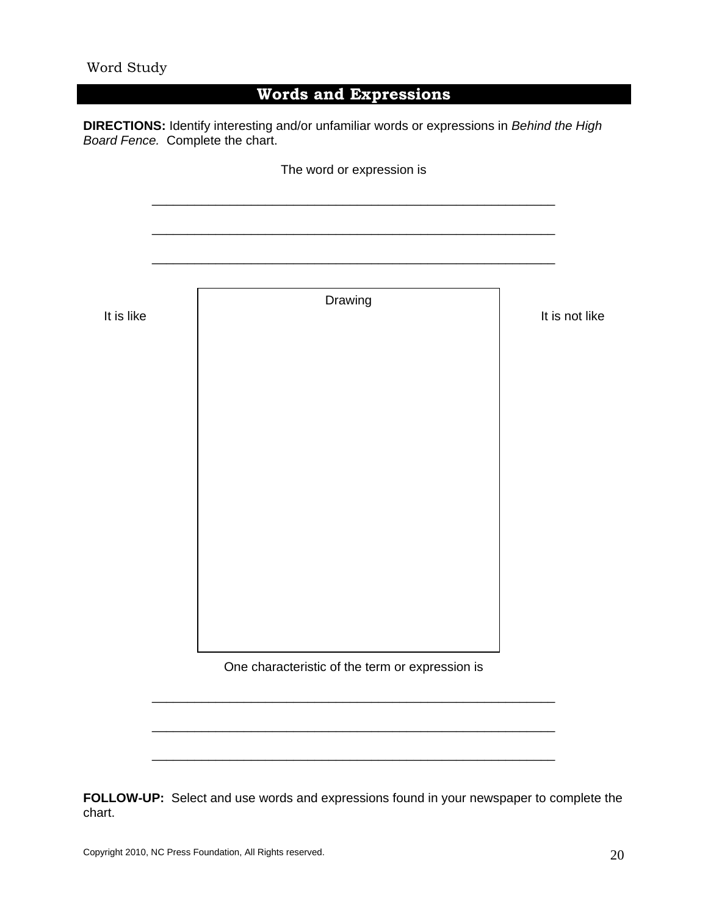Word Study

## Words and Expressions

**DIRECTIONS:** Identify interesting and/or unfamiliar words or expressions in *Behind the High Board Fence.* Complete the chart.

The word or expression is

\_\_\_\_\_\_\_\_\_\_\_\_\_\_\_\_\_\_\_\_\_\_\_\_\_\_\_\_\_\_\_\_\_\_\_\_\_\_\_\_\_\_\_\_\_\_\_\_\_\_\_\_\_\_\_\_

\_\_\_\_\_\_\_\_\_\_\_\_\_\_\_\_\_\_\_\_\_\_\_\_\_\_\_\_\_\_\_\_\_\_\_\_\_\_\_\_\_\_\_\_\_\_\_\_\_\_\_\_\_\_\_\_

\_\_\_\_\_\_\_\_\_\_\_\_\_\_\_\_\_\_\_\_\_\_\_\_\_\_\_\_\_\_\_\_\_\_\_\_\_\_\_\_\_\_\_\_\_\_\_\_\_\_\_\_\_\_\_\_

| It is like | Drawing | It is not like |
|---|---|---|
| | | |

One characteristic of the term or expression is

\_\_\_\_\_\_\_\_\_\_\_\_\_\_\_\_\_\_\_\_\_\_\_\_\_\_\_\_\_\_\_\_\_\_\_\_\_\_\_\_\_\_\_\_\_\_\_\_\_\_\_\_\_\_\_\_

\_\_\_\_\_\_\_\_\_\_\_\_\_\_\_\_\_\_\_\_\_\_\_\_\_\_\_\_\_\_\_\_\_\_\_\_\_\_\_\_\_\_\_\_\_\_\_\_\_\_\_\_\_\_\_\_

\_\_\_\_\_\_\_\_\_\_\_\_\_\_\_\_\_\_\_\_\_\_\_\_\_\_\_\_\_\_\_\_\_\_\_\_\_\_\_\_\_\_\_\_\_\_\_\_\_\_\_\_\_\_\_\_

**FOLLOW-UP:** Select and use words and expressions found in your newspaper to complete the chart.

Copyright 2010, NC Press Foundation, All Rights reserved.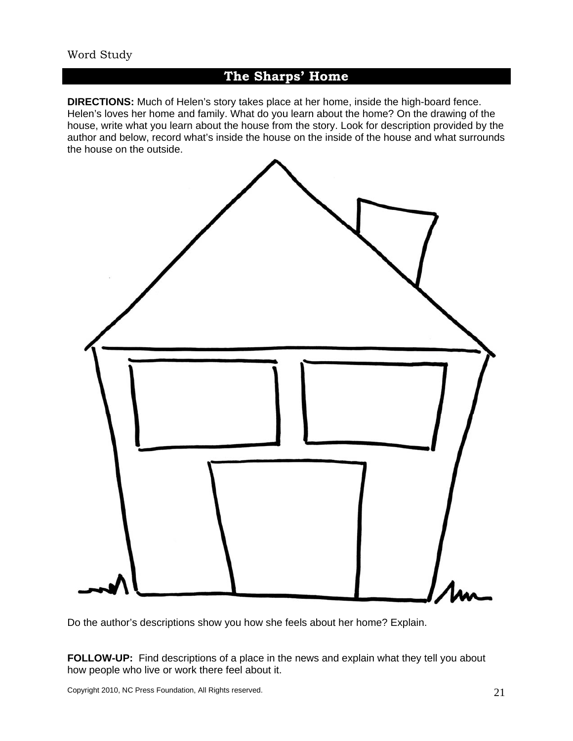Word Study

## The Sharps' Home

**DIRECTIONS:** Much of Helen's story takes place at her home, inside the high-board fence. Helen's loves her home and family. What do you learn about the home? On the drawing of the house, write what you learn about the house from the story. Look for description provided by the author and below, record what's inside the house on the inside of the house and what surrounds the house on the outside.

Do the author's descriptions show you how she feels about her home? Explain.

**FOLLOW-UP:** Find descriptions of a place in the news and explain what they tell you about how people who live or work there feel about it.

Copyright 2010, NC Press Foundation, All Rights reserved.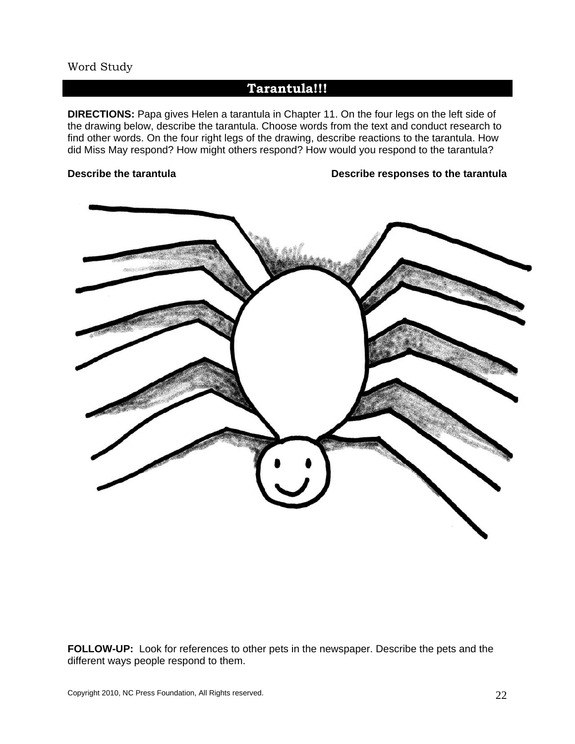Word Study

## Tarantula!!!

**DIRECTIONS:** Papa gives Helen a tarantula in Chapter 11. On the four legs on the left side of the drawing below, describe the tarantula. Choose words from the text and conduct research to find other words. On the four right legs of the drawing, describe reactions to the tarantula. How did Miss May respond? How might others respond? How would you respond to the tarantula?

**Describe the tarantula** **Describe responses to the tarantula**

**FOLLOW-UP:** Look for references to other pets in the newspaper. Describe the pets and the different ways people respond to them.

Copyright 2010, NC Press Foundation, All Rights reserved.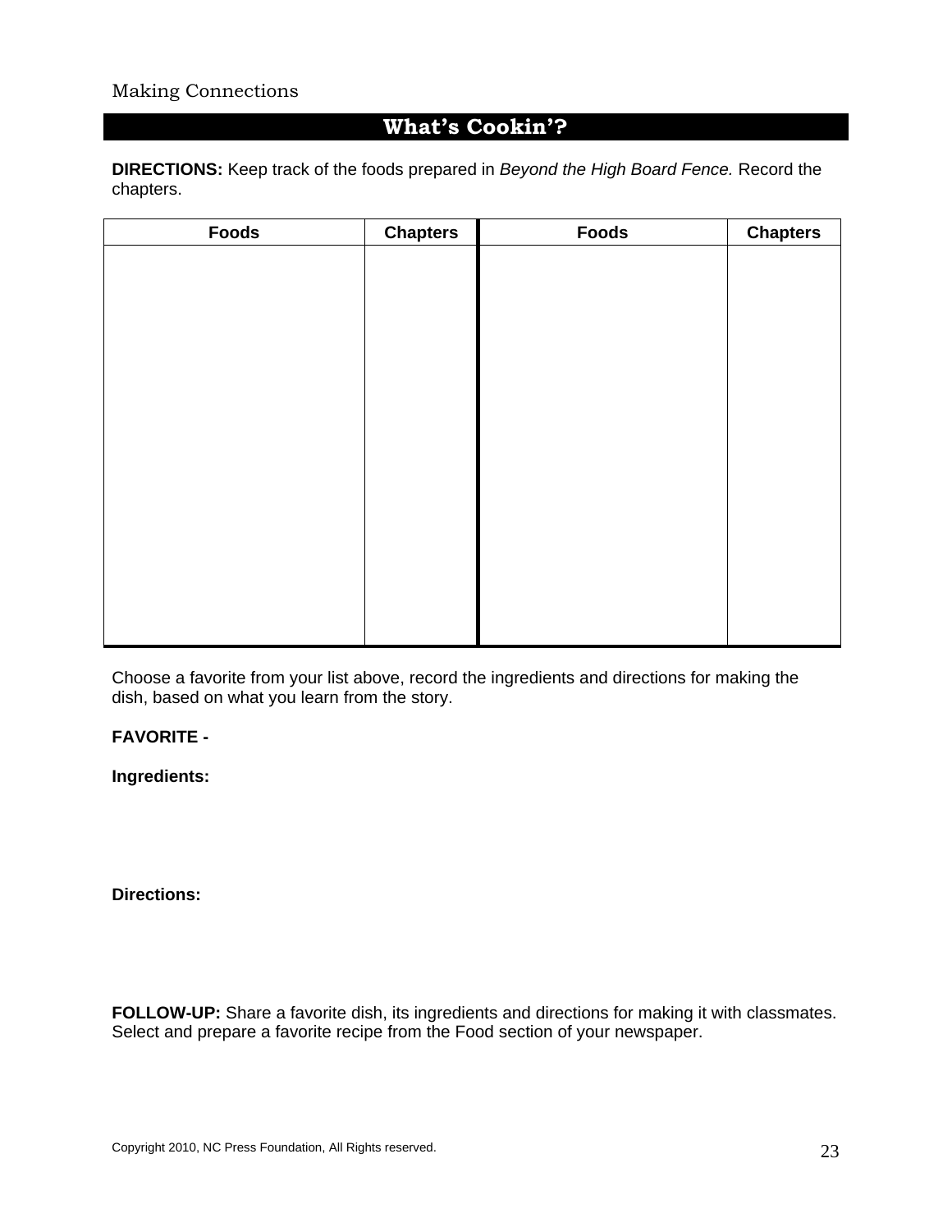Making Connections

## What's Cookin'?

**DIRECTIONS:** Keep track of the foods prepared in *Beyond the High Board Fence.* Record the chapters.

| Foods | Chapters | Foods | Chapters |
|---|---|---|---|
| | | | |

Choose a favorite from your list above, record the ingredients and directions for making the dish, based on what you learn from the story.

**FAVORITE -**

**Ingredients:**

**Directions:**

**FOLLOW-UP:** Share a favorite dish, its ingredients and directions for making it with classmates. Select and prepare a favorite recipe from the Food section of your newspaper.

Copyright 2010, NC Press Foundation, All Rights reserved.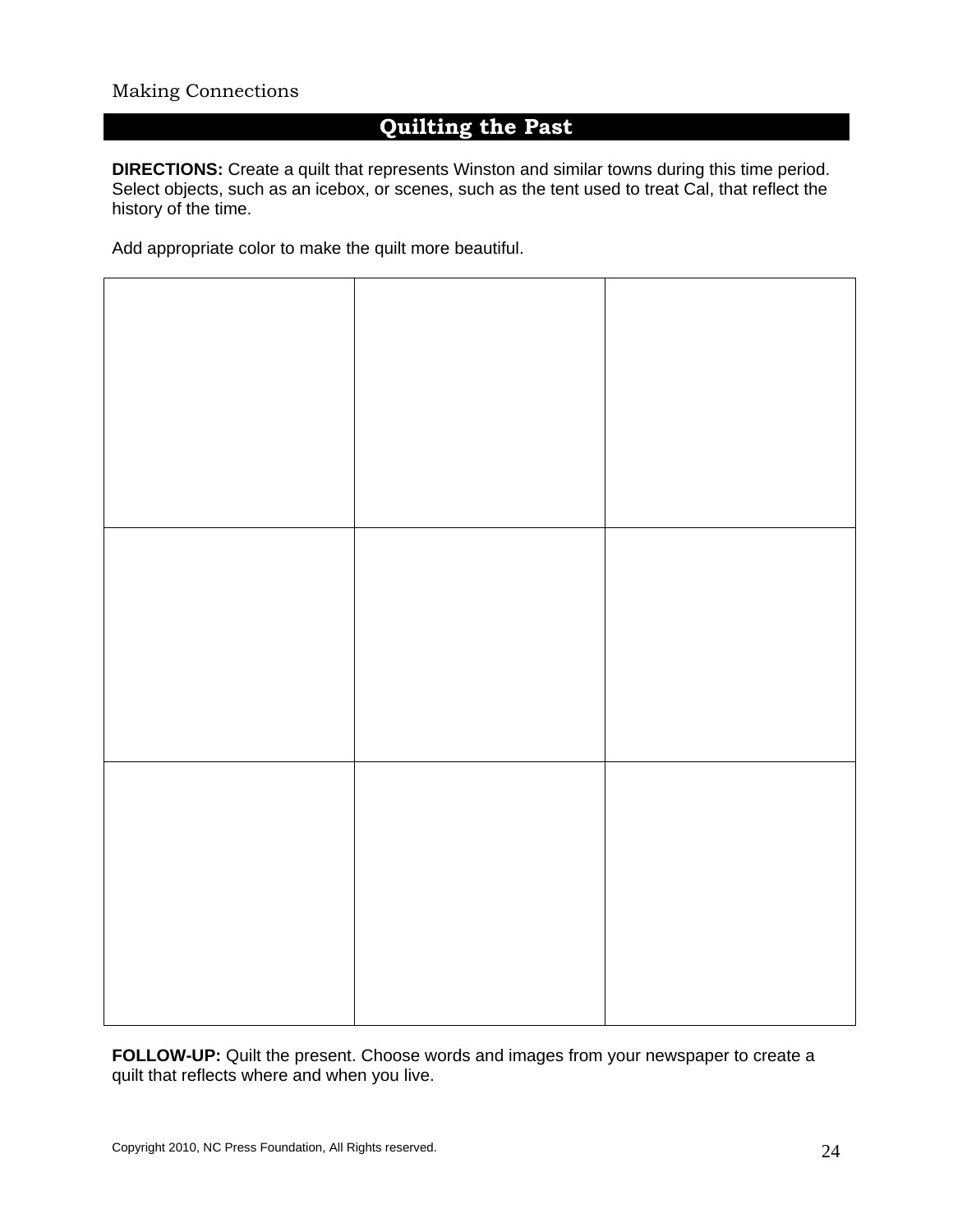Making Connections

## Quilting the Past

**DIRECTIONS:** Create a quilt that represents Winston and similar towns during this time period. Select objects, such as an icebox, or scenes, such as the tent used to treat Cal, that reflect the history of the time.

Add appropriate color to make the quilt more beautiful.

| | | |
|---|---|---|
| | | |
| | | |
| | | |

**FOLLOW-UP:** Quilt the present. Choose words and images from your newspaper to create a quilt that reflects where and when you live.

Copyright 2010, NC Press Foundation, All Rights reserved.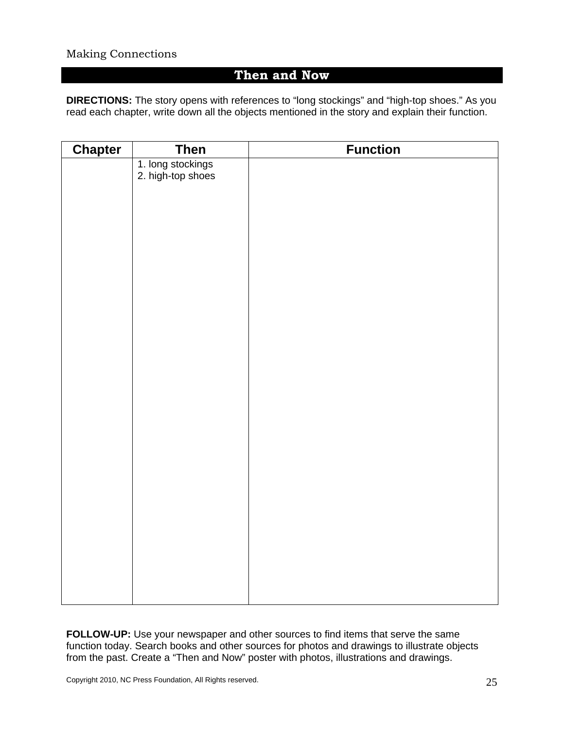Making Connections

## Then and Now

**DIRECTIONS:** The story opens with references to "long stockings" and "high-top shoes." As you read each chapter, write down all the objects mentioned in the story and explain their function.

| Chapter | Then | Function |
|---|---|---|
| | 1. long stockings<br>2. high-top shoes | |

**FOLLOW-UP:** Use your newspaper and other sources to find items that serve the same function today. Search books and other sources for photos and drawings to illustrate objects from the past. Create a "Then and Now" poster with photos, illustrations and drawings.

Copyright 2010, NC Press Foundation, All Rights reserved.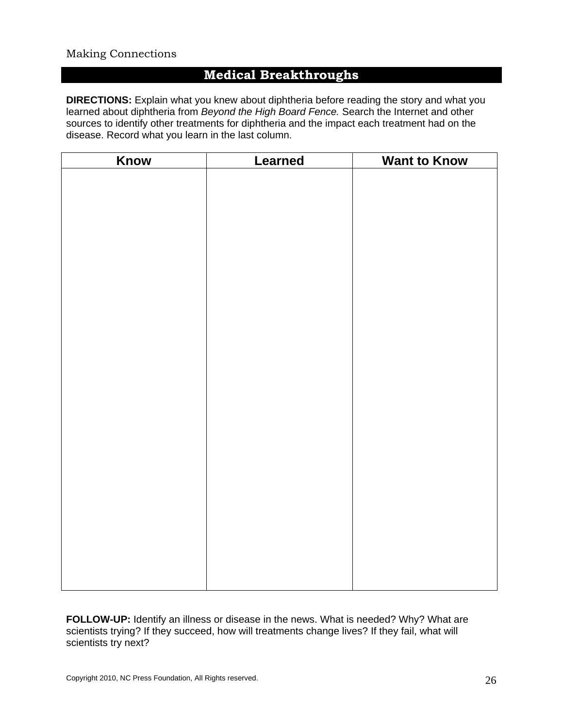Making Connections

## Medical Breakthroughs

**DIRECTIONS:** Explain what you knew about diphtheria before reading the story and what you learned about diphtheria from *Beyond the High Board Fence.* Search the Internet and other sources to identify other treatments for diphtheria and the impact each treatment had on the disease. Record what you learn in the last column.

| Know | Learned | Want to Know |
| --- | --- | --- |
| | | |

**FOLLOW-UP:** Identify an illness or disease in the news. What is needed? Why? What are scientists trying? If they succeed, how will treatments change lives? If they fail, what will scientists try next?

Copyright 2010, NC Press Foundation, All Rights reserved.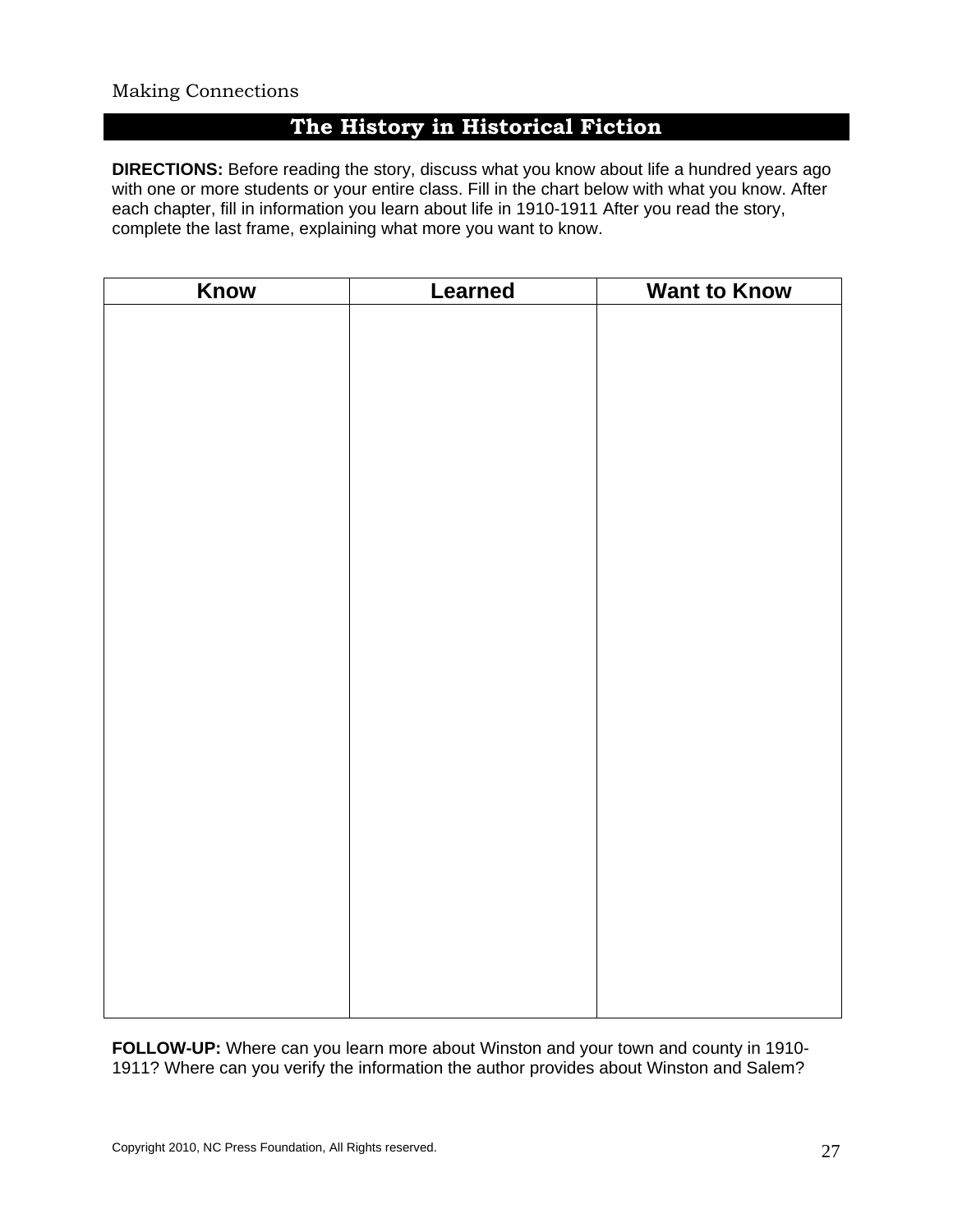Making Connections

## The History in Historical Fiction

**DIRECTIONS:** Before reading the story, discuss what you know about life a hundred years ago with one or more students or your entire class. Fill in the chart below with what you know. After each chapter, fill in information you learn about life in 1910-1911 After you read the story, complete the last frame, explaining what more you want to know.

| Know | Learned | Want to Know |
|---|---|---|
| | | |

**FOLLOW-UP:** Where can you learn more about Winston and your town and county in 1910-1911? Where can you verify the information the author provides about Winston and Salem?

Copyright 2010, NC Press Foundation, All Rights reserved.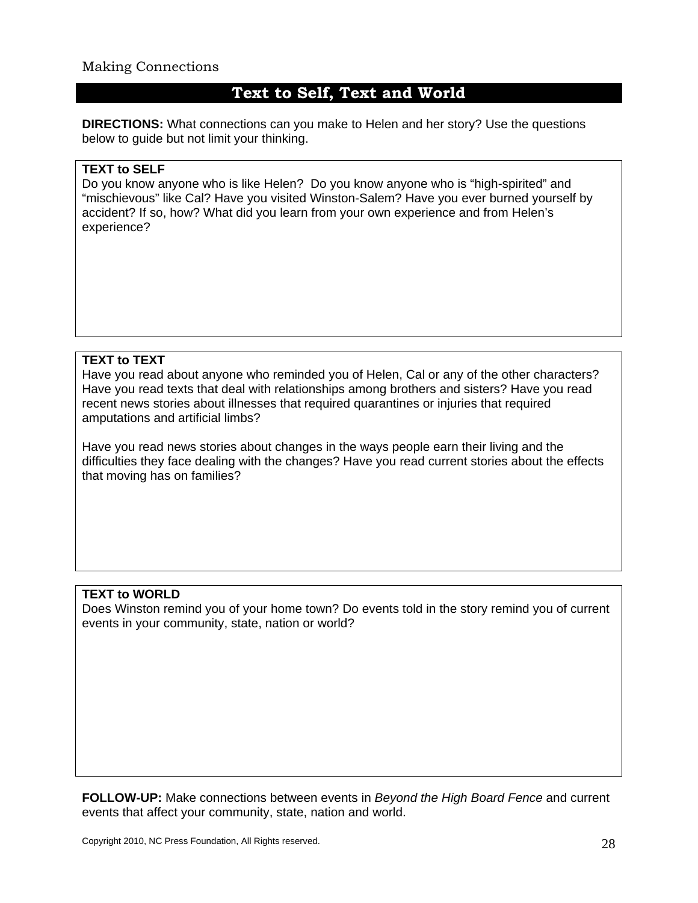Making Connections

## Text to Self, Text and World

**DIRECTIONS:** What connections can you make to Helen and her story? Use the questions below to guide but not limit your thinking.

**TEXT to SELF**
Do you know anyone who is like Helen? Do you know anyone who is "high-spirited" and "mischievous" like Cal? Have you visited Winston-Salem? Have you ever burned yourself by accident? If so, how? What did you learn from your own experience and from Helen's experience?

**TEXT to TEXT**
Have you read about anyone who reminded you of Helen, Cal or any of the other characters? Have you read texts that deal with relationships among brothers and sisters? Have you read recent news stories about illnesses that required quarantines or injuries that required amputations and artificial limbs?

Have you read news stories about changes in the ways people earn their living and the difficulties they face dealing with the changes? Have you read current stories about the effects that moving has on families?

**TEXT to WORLD**
Does Winston remind you of your home town? Do events told in the story remind you of current events in your community, state, nation or world?

**FOLLOW-UP:** Make connections between events in *Beyond the High Board Fence* and current events that affect your community, state, nation and world.

Copyright 2010, NC Press Foundation, All Rights reserved.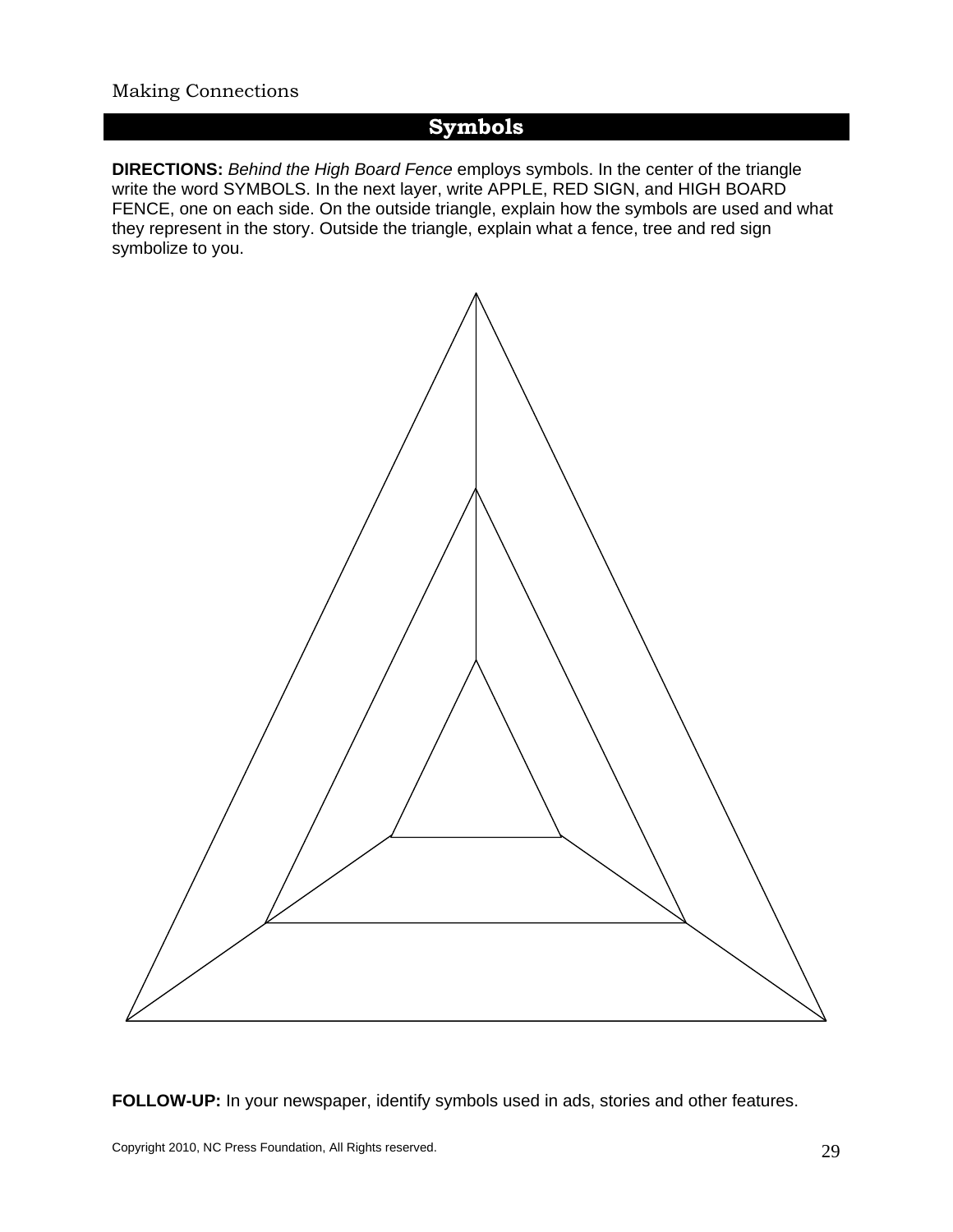Making Connections

## Symbols

**DIRECTIONS:** *Behind the High Board Fence* employs symbols. In the center of the triangle write the word SYMBOLS. In the next layer, write APPLE, RED SIGN, and HIGH BOARD FENCE, one on each side. On the outside triangle, explain how the symbols are used and what they represent in the story. Outside the triangle, explain what a fence, tree and red sign symbolize to you.

**FOLLOW-UP:** In your newspaper, identify symbols used in ads, stories and other features.

Copyright 2010, NC Press Foundation, All Rights reserved.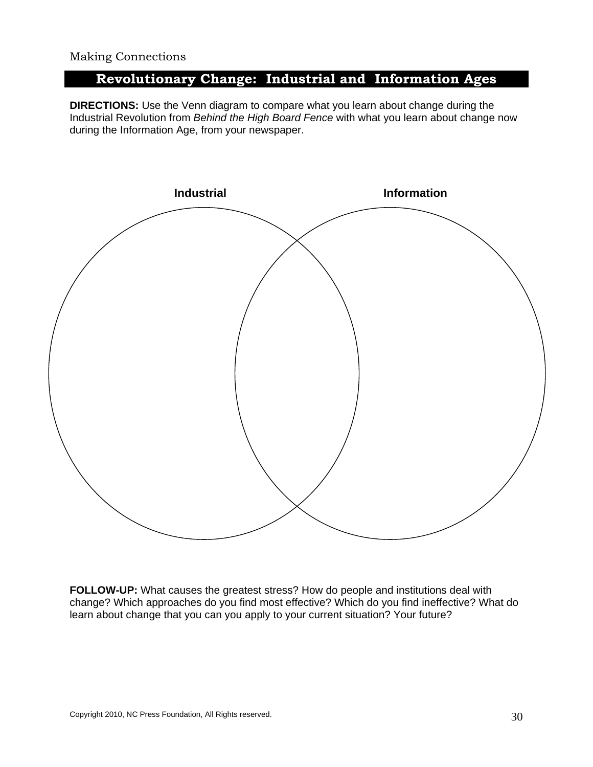Making Connections

# Revolutionary Change: Industrial and Information Ages

**DIRECTIONS:** Use the Venn diagram to compare what you learn about change during the Industrial Revolution from *Behind the High Board Fence* with what you learn about change now during the Information Age, from your newspaper.

Industrial

Information

**FOLLOW-UP:** What causes the greatest stress? How do people and institutions deal with change? Which approaches do you find most effective? Which do you find ineffective? What do learn about change that you can you apply to your current situation? Your future?

Copyright 2010, NC Press Foundation, All Rights reserved.